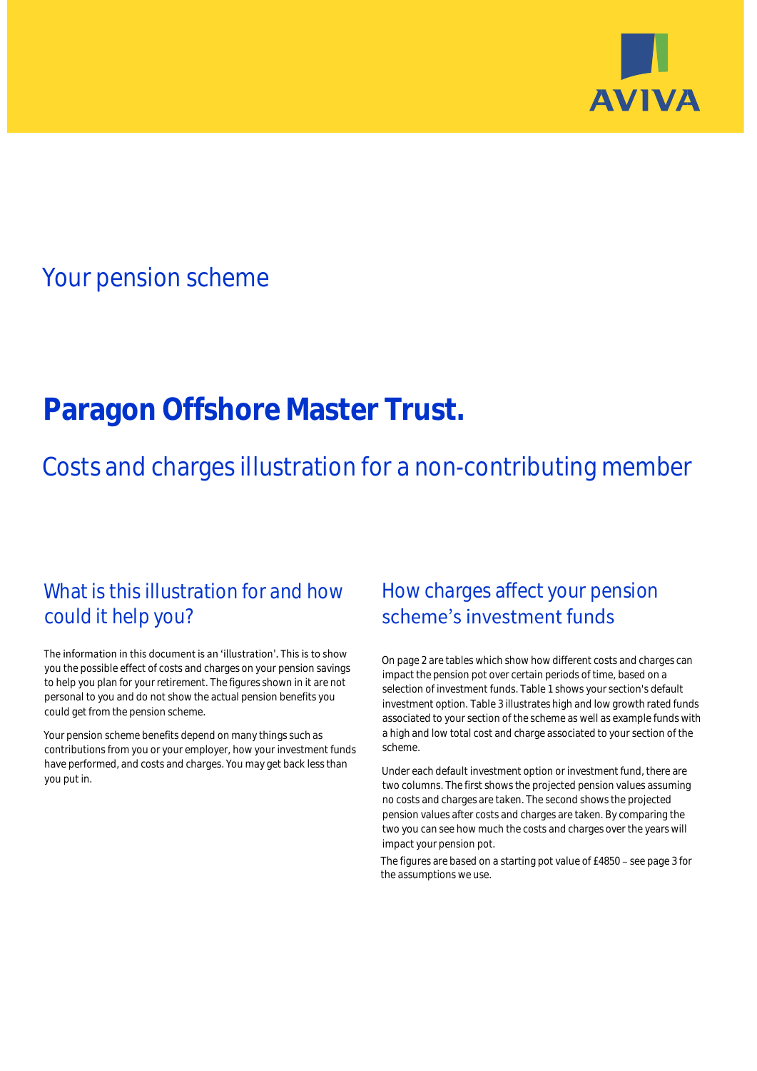AVIVA

## Your pension scheme

# Paragon Offshore Master Trust.

## Costs and charges illustration for a non-contributing member

### What is this illustration for and how could it help you?

The information in this document is an 'illustration'. This is to show you the possible effect of costs and charges on your pension savings to help you plan for your retirement. The figures shown in it are not personal to you and do not show the actual pension benefits you could get from the pension scheme.

Your pension scheme benefits depend on many things such as contributions from you or your employer, how your investment funds have performed, and costs and charges. You may get back less than you put in.

### How charges affect your pension scheme's investment funds

On page 2 are tables which show how different costs and charges can impact the pension pot over certain periods of time, based on a selection of investment funds. Table 1 shows your section's default investment option. Table 3 illustrates high and low growth rated funds associated to your section of the scheme as well as example funds with a high and low total cost and charge associated to your section of the scheme.

Under each default investment option or investment fund, there are two columns. The first shows the projected pension values assuming no costs and charges are taken. The second shows the projected pension values after costs and charges are taken. By comparing the two you can see how much the costs and charges over the years will impact your pension pot.

The figures are based on a starting pot value of £4850 – see page 3 for the assumptions we use.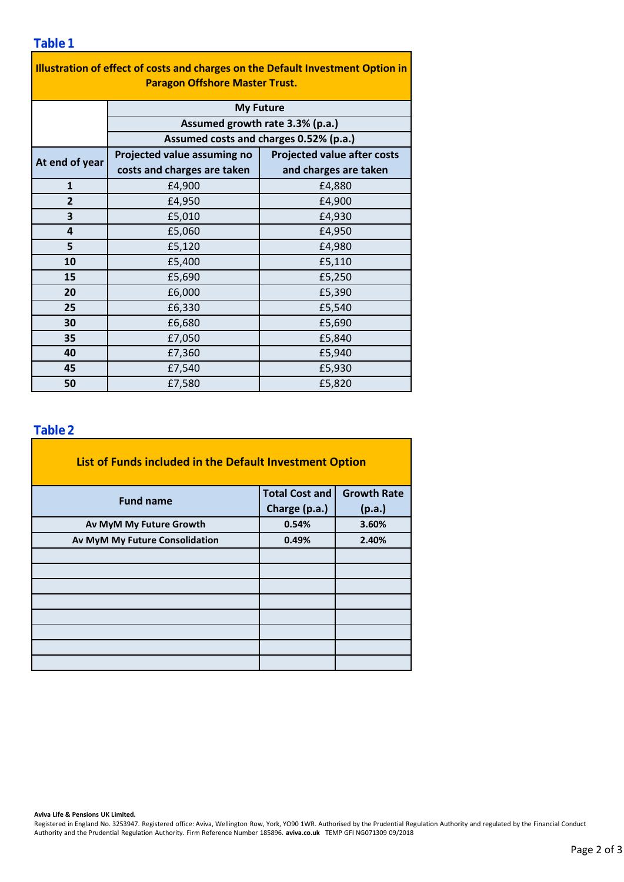**Table 1**

| Illustration of effect of costs and charges on the Default Investment Option in Paragon Offshore Master Trust. | | |
|---|---|---|
| | My Future | |
| | Assumed growth rate 3.3% (p.a.) | |
| | Assumed costs and charges 0.52% (p.a.) | |
| At end of year | Projected value assuming no costs and charges are taken | Projected value after costs and charges are taken |
| 1 | £4,900 | £4,880 |
| 2 | £4,950 | £4,900 |
| 3 | £5,010 | £4,930 |
| 4 | £5,060 | £4,950 |
| 5 | £5,120 | £4,980 |
| 10 | £5,400 | £5,110 |
| 15 | £5,690 | £5,250 |
| 20 | £6,000 | £5,390 |
| 25 | £6,330 | £5,540 |
| 30 | £6,680 | £5,690 |
| 35 | £7,050 | £5,840 |
| 40 | £7,360 | £5,940 |
| 45 | £7,540 | £5,930 |
| 50 | £7,580 | £5,820 |

**Table 2**

| List of Funds included in the Default Investment Option | | |
|---|---|---|
| Fund name | Total Cost and Charge (p.a.) | Growth Rate (p.a.) |
| Av MyM My Future Growth | 0.54% | 3.60% |
| Av MyM My Future Consolidation | 0.49% | 2.40% |
| | | |
| | | |
| | | |
| | | |
| | | |
| | | |
| | | |
| | | |

**Aviva Life & Pensions UK Limited.**
Registered in England No. 3253947. Registered office: Aviva, Wellington Row, York, YO90 1WR. Authorised by the Prudential Regulation Authority and regulated by the Financial Conduct Authority and the Prudential Regulation Authority. Firm Reference Number 185896. **aviva.co.uk** TEMP GFI NG071309 09/2018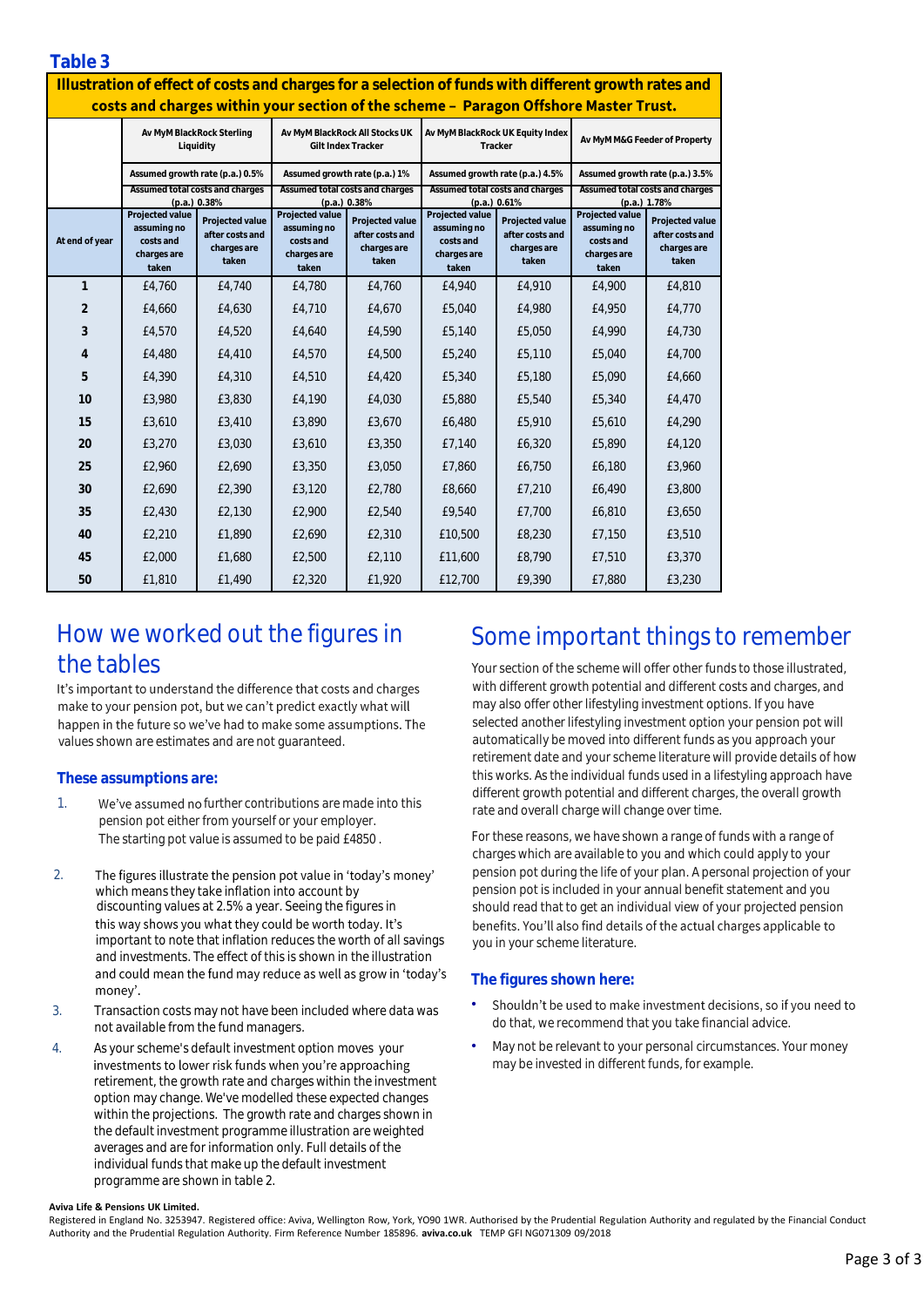## Table 3

| Illustration of effect of costs and charges for a selection of funds with different growth rates and costs and charges within your section of the scheme – Paragon Offshore Master Trust. | | | | | | | | |
|---|---|---|---|---|---|---|---|---|
| | Av MyM BlackRock Sterling Liquidity | | Av MyM BlackRock All Stocks UK Gilt Index Tracker | | Av MyM BlackRock UK Equity Index Tracker | | Av MyM M&G Feeder of Property | |
| | Assumed growth rate (p.a.) 0.5% | | Assumed growth rate (p.a.) 1% | | Assumed growth rate (p.a.) 4.5% | | Assumed growth rate (p.a.) 3.5% | |
| | Assumed total costs and charges (p.a.) 0.38% | | Assumed total costs and charges (p.a.) 0.38% | | Assumed total costs and charges (p.a.) 0.61% | | Assumed total costs and charges (p.a.) 1.78% | |
| At end of year | Projected value assuming no costs and charges are taken | Projected value after costs and charges are taken | Projected value assuming no costs and charges are taken | Projected value after costs and charges are taken | Projected value assuming no costs and charges are taken | Projected value after costs and charges are taken | Projected value assuming no costs and charges are taken | Projected value after costs and charges are taken |
| 1 | £4,760 | £4,740 | £4,780 | £4,760 | £4,940 | £4,910 | £4,900 | £4,810 |
| 2 | £4,660 | £4,630 | £4,710 | £4,670 | £5,040 | £4,980 | £4,950 | £4,770 |
| 3 | £4,570 | £4,520 | £4,640 | £4,590 | £5,140 | £5,050 | £4,990 | £4,730 |
| 4 | £4,480 | £4,410 | £4,570 | £4,500 | £5,240 | £5,110 | £5,040 | £4,700 |
| 5 | £4,390 | £4,310 | £4,510 | £4,420 | £5,340 | £5,180 | £5,090 | £4,660 |
| 10 | £3,980 | £3,830 | £4,190 | £4,030 | £5,880 | £5,540 | £5,340 | £4,470 |
| 15 | £3,610 | £3,410 | £3,890 | £3,670 | £6,480 | £5,910 | £5,610 | £4,290 |
| 20 | £3,270 | £3,030 | £3,610 | £3,350 | £7,140 | £6,320 | £5,890 | £4,120 |
| 25 | £2,960 | £2,690 | £3,350 | £3,050 | £7,860 | £6,750 | £6,180 | £3,960 |
| 30 | £2,690 | £2,390 | £3,120 | £2,780 | £8,660 | £7,210 | £6,490 | £3,800 |
| 35 | £2,430 | £2,130 | £2,900 | £2,540 | £9,540 | £7,700 | £6,810 | £3,650 |
| 40 | £2,210 | £1,890 | £2,690 | £2,310 | £10,500 | £8,230 | £7,150 | £3,510 |
| 45 | £2,000 | £1,680 | £2,500 | £2,110 | £11,600 | £8,790 | £7,510 | £3,370 |
| 50 | £1,810 | £1,490 | £2,320 | £1,920 | £12,700 | £9,390 | £7,880 | £3,230 |

# How we worked out the figures in the tables

It's important to understand the difference that costs and charges make to your pension pot, but we can't predict exactly what will happen in the future so we've had to make some assumptions. The values shown are estimates and are not guaranteed.

### These assumptions are:

1. We've assumed no further contributions are made into this pension pot either from yourself or your employer. The starting pot value is assumed to be paid £4850 .
2. The figures illustrate the pension pot value in 'today's money' which means they take inflation into account by discounting values at 2.5% a year. Seeing the figures in this way shows you what they could be worth today. It's important to note that inflation reduces the worth of all savings and investments. The effect of this is shown in the illustration and could mean the fund may reduce as well as grow in 'today's money'.
3. Transaction costs may not have been included where data was not available from the fund managers.
4. As your scheme's default investment option moves your investments to lower risk funds when you're approaching retirement, the growth rate and charges within the investment option may change. We've modelled these expected changes within the projections. The growth rate and charges shown in the default investment programme illustration are weighted averages and are for information only. Full details of the individual funds that make up the default investment programme are shown in table 2.

# Some important things to remember

Your section of the scheme will offer other funds to those illustrated, with different growth potential and different costs and charges, and may also offer other lifestyling investment options. If you have selected another lifestyling investment option your pension pot will automatically be moved into different funds as you approach your retirement date and your scheme literature will provide details of how this works. As the individual funds used in a lifestyling approach have different growth potential and different charges, the overall growth rate and overall charge will change over time.

For these reasons, we have shown a range of funds with a range of charges which are available to you and which could apply to your pension pot during the life of your plan. A personal projection of your pension pot is included in your annual benefit statement and you should read that to get an individual view of your projected pension benefits. You'll also find details of the actual charges applicable to you in your scheme literature.

### The figures shown here:

- Shouldn't be used to make investment decisions, so if you need to do that, we recommend that you take financial advice.
- May not be relevant to your personal circumstances. Your money may be invested in different funds, for example.

**Aviva Life & Pensions UK Limited.**
Registered in England No. 3253947. Registered office: Aviva, Wellington Row, York, YO90 1WR. Authorised by the Prudential Regulation Authority and regulated by the Financial Conduct Authority and the Prudential Regulation Authority. Firm Reference Number 185896. **aviva.co.uk** TEMP GFI NG071309 09/2018